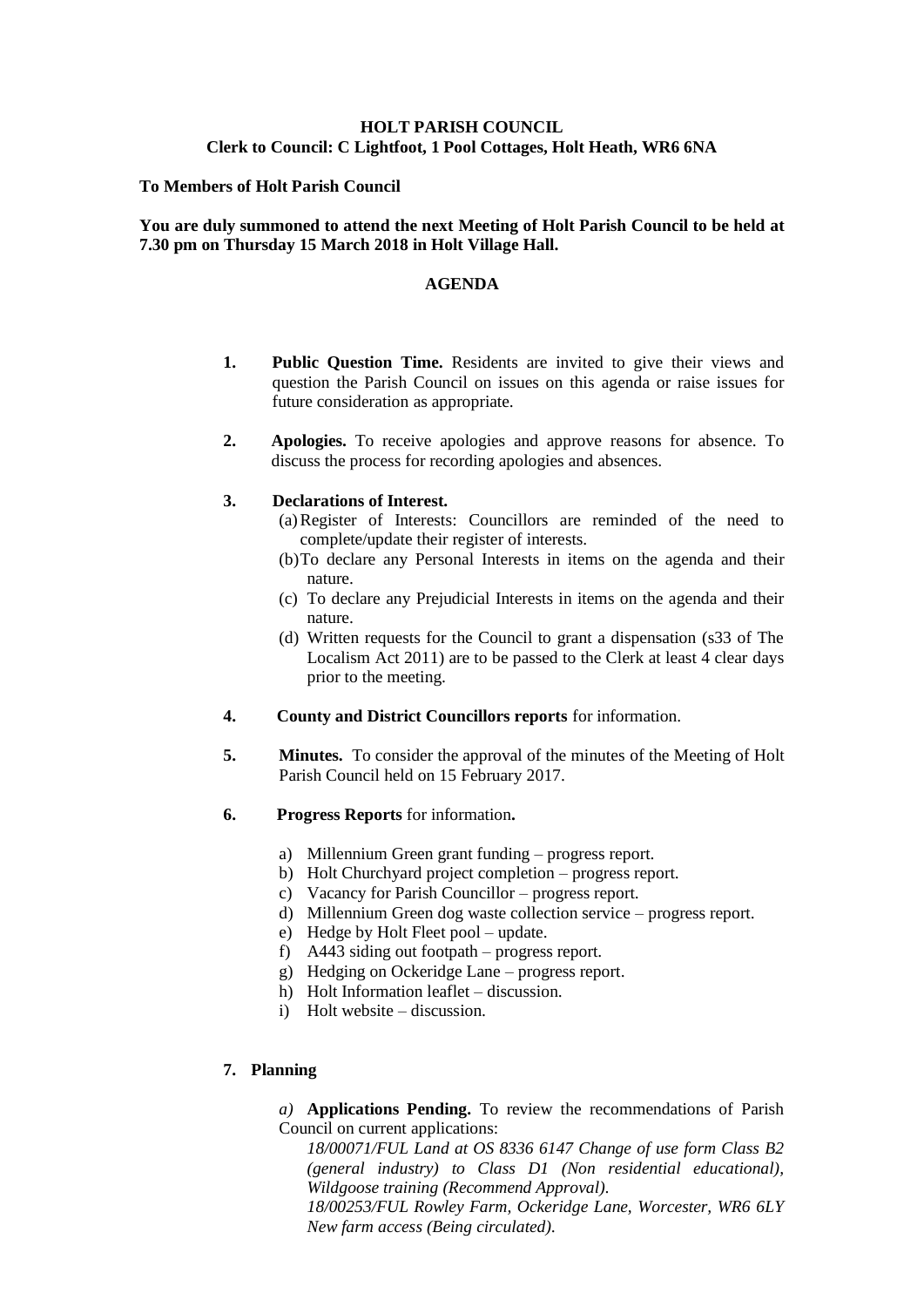**HOLT PARISH COUNCIL**
**Clerk to Council: C Lightfoot, 1 Pool Cottages, Holt Heath, WR6 6NA**

**To Members of Holt Parish Council**

**You are duly summoned to attend the next Meeting of Holt Parish Council to be held at 7.30 pm on Thursday 15 March 2018 in Holt Village Hall.**

## AGENDA

**1. Public Question Time.** Residents are invited to give their views and question the Parish Council on issues on this agenda or raise issues for future consideration as appropriate.

**2. Apologies.** To receive apologies and approve reasons for absence. To discuss the process for recording apologies and absences.

**3. Declarations of Interest.**

(a) Register of Interests: Councillors are reminded of the need to complete/update their register of interests.
(b) To declare any Personal Interests in items on the agenda and their nature.
(c) To declare any Prejudicial Interests in items on the agenda and their nature.
(d) Written requests for the Council to grant a dispensation (s33 of The Localism Act 2011) are to be passed to the Clerk at least 4 clear days prior to the meeting.

**4. County and District Councillors reports** for information.

**5. Minutes.** To consider the approval of the minutes of the Meeting of Holt Parish Council held on 15 February 2017.

**6. Progress Reports** for information**.**

a) Millennium Green grant funding – progress report.
b) Holt Churchyard project completion – progress report.
c) Vacancy for Parish Councillor – progress report.
d) Millennium Green dog waste collection service – progress report.
e) Hedge by Holt Fleet pool – update.
f) A443 siding out footpath – progress report.
g) Hedging on Ockeridge Lane – progress report.
h) Holt Information leaflet – discussion.
i) Holt website – discussion.

**7. Planning**

*a)* **Applications Pending.** To review the recommendations of Parish Council on current applications:

*18/00071/FUL Land at OS 8336 6147 Change of use form Class B2 (general industry) to Class D1 (Non residential educational), Wildgoose training (Recommend Approval).*

*18/00253/FUL Rowley Farm, Ockeridge Lane, Worcester, WR6 6LY New farm access (Being circulated).*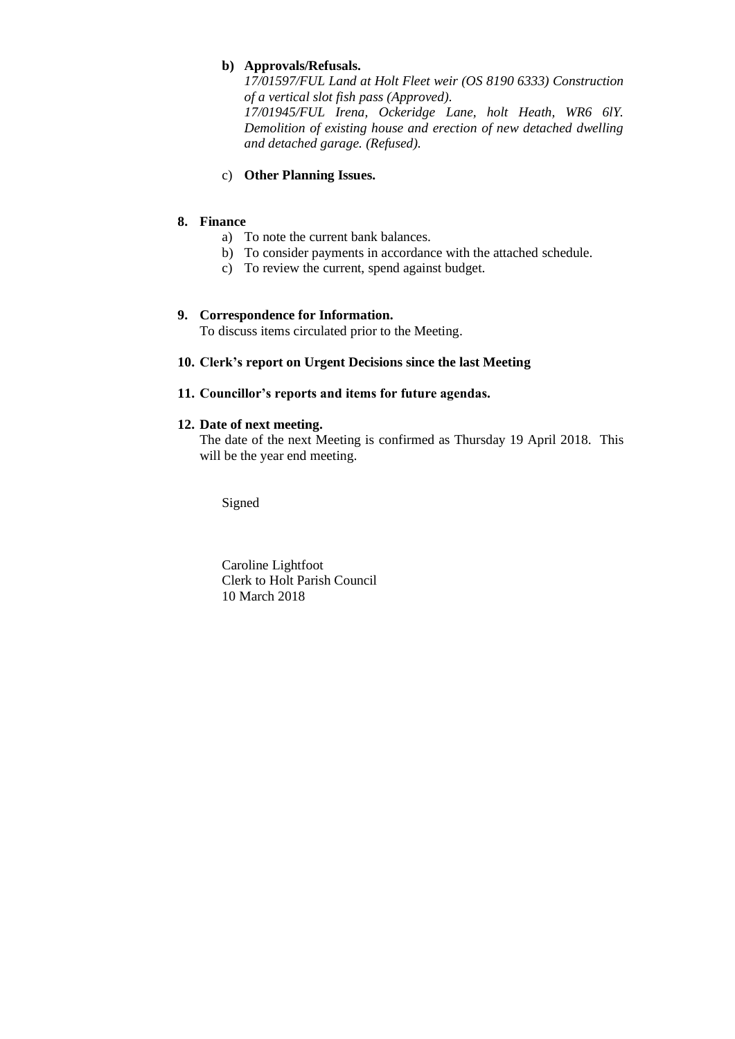**b) Approvals/Refusals.**

*17/01597/FUL Land at Holt Fleet weir (OS 8190 6333) Construction of a vertical slot fish pass (Approved).*

*17/01945/FUL Irena, Ockeridge Lane, holt Heath, WR6 6lY. Demolition of existing house and erection of new detached dwelling and detached garage. (Refused).*

c) **Other Planning Issues.**

**8. Finance**

a) To note the current bank balances.
b) To consider payments in accordance with the attached schedule.
c) To review the current, spend against budget.

**9. Correspondence for Information.**

To discuss items circulated prior to the Meeting.

**10. Clerk's report on Urgent Decisions since the last Meeting**

**11. Councillor's reports and items for future agendas.**

**12. Date of next meeting.**

The date of the next Meeting is confirmed as Thursday 19 April 2018. This will be the year end meeting.

Signed

Caroline Lightfoot
Clerk to Holt Parish Council
10 March 2018